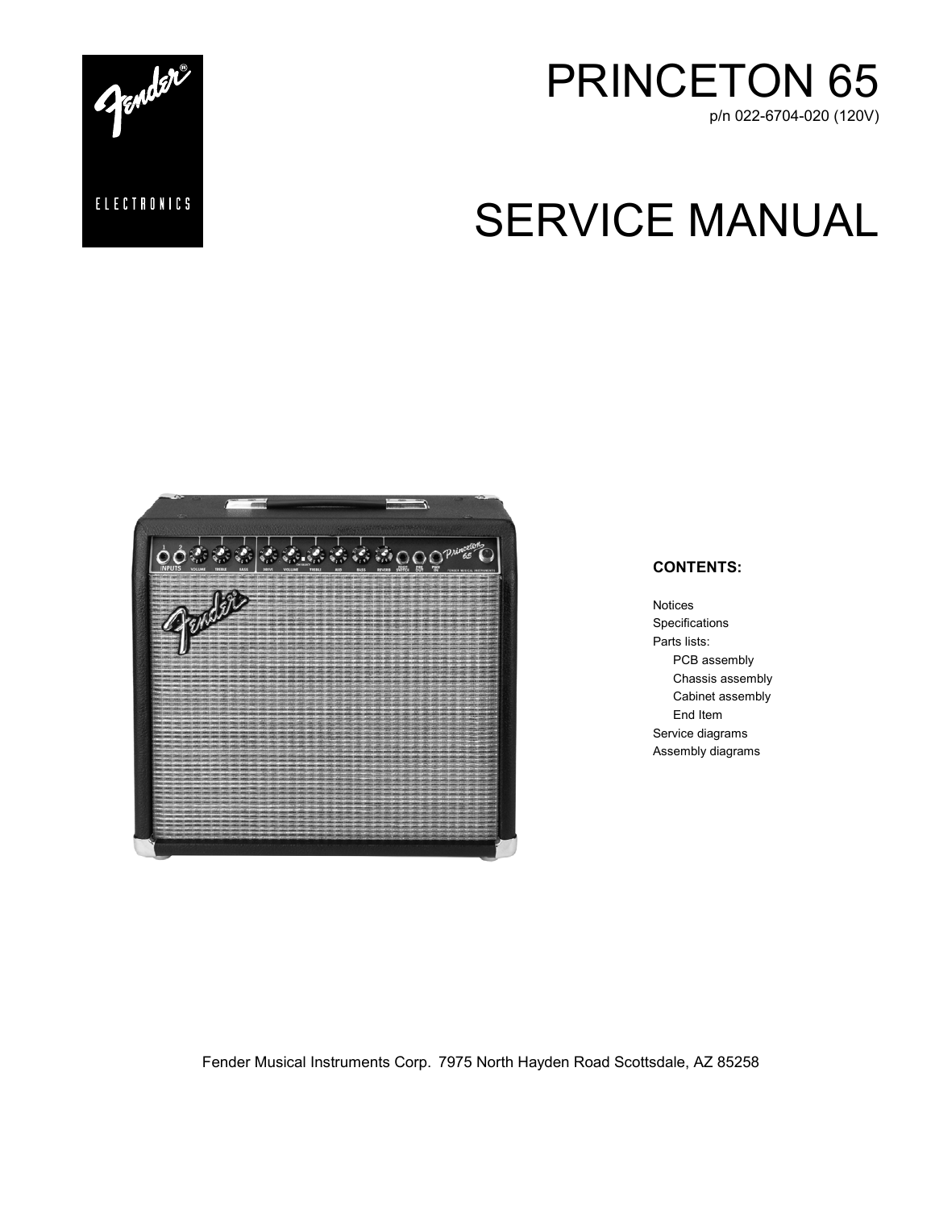# PRINCETON 65

p/n 022-6704-020 (120V)

# SERVICE MANUAL

Fender ELECTRONICS

**CONTENTS:**

Notices
Specifications
Parts lists:
- PCB assembly
- Chassis assembly
- Cabinet assembly
- End Item

Service diagrams
Assembly diagrams

Fender Musical Instruments Corp. 7975 North Hayden Road Scottsdale, AZ 85258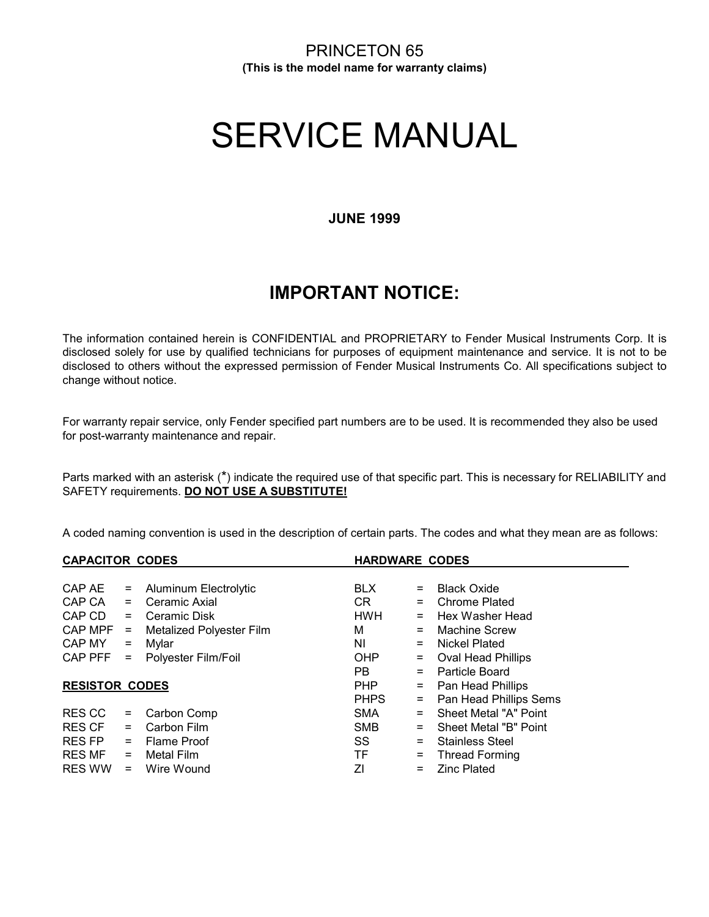PRINCETON 65

**(This is the model name for warranty claims)**

# SERVICE MANUAL

**JUNE 1999**

## IMPORTANT NOTICE:

The information contained herein is CONFIDENTIAL and PROPRIETARY to Fender Musical Instruments Corp. It is disclosed solely for use by qualified technicians for purposes of equipment maintenance and service. It is not to be disclosed to others without the expressed permission of Fender Musical Instruments Co. All specifications subject to change without notice.

For warranty repair service, only Fender specified part numbers are to be used. It is recommended they also be used for post-warranty maintenance and repair.

Parts marked with an asterisk (*) indicate the required use of that specific part. This is necessary for RELIABILITY and SAFETY requirements. **DO NOT USE A SUBSTITUTE!**

A coded naming convention is used in the description of certain parts. The codes and what they mean are as follows:

**CAPACITOR CODES**

| | | |
|---|---|---|
| CAP AE | = | Aluminum Electrolytic |
| CAP CA | = | Ceramic Axial |
| CAP CD | = | Ceramic Disk |
| CAP MPF | = | Metalized Polyester Film |
| CAP MY | = | Mylar |
| CAP PFF | = | Polyester Film/Foil |

**RESISTOR CODES**

| | | |
|---|---|---|
| RES CC | = | Carbon Comp |
| RES CF | = | Carbon Film |
| RES FP | = | Flame Proof |
| RES MF | = | Metal Film |
| RES WW | = | Wire Wound |

**HARDWARE CODES**

| | | |
|---|---|---|
| BLX | = | Black Oxide |
| CR | = | Chrome Plated |
| HWH | = | Hex Washer Head |
| M | = | Machine Screw |
| NI | = | Nickel Plated |
| OHP | = | Oval Head Phillips |
| PB | = | Particle Board |
| PHP | = | Pan Head Phillips |
| PHPS | = | Pan Head Phillips Sems |
| SMA | = | Sheet Metal "A" Point |
| SMB | = | Sheet Metal "B" Point |
| SS | = | Stainless Steel |
| TF | = | Thread Forming |
| ZI | = | Zinc Plated |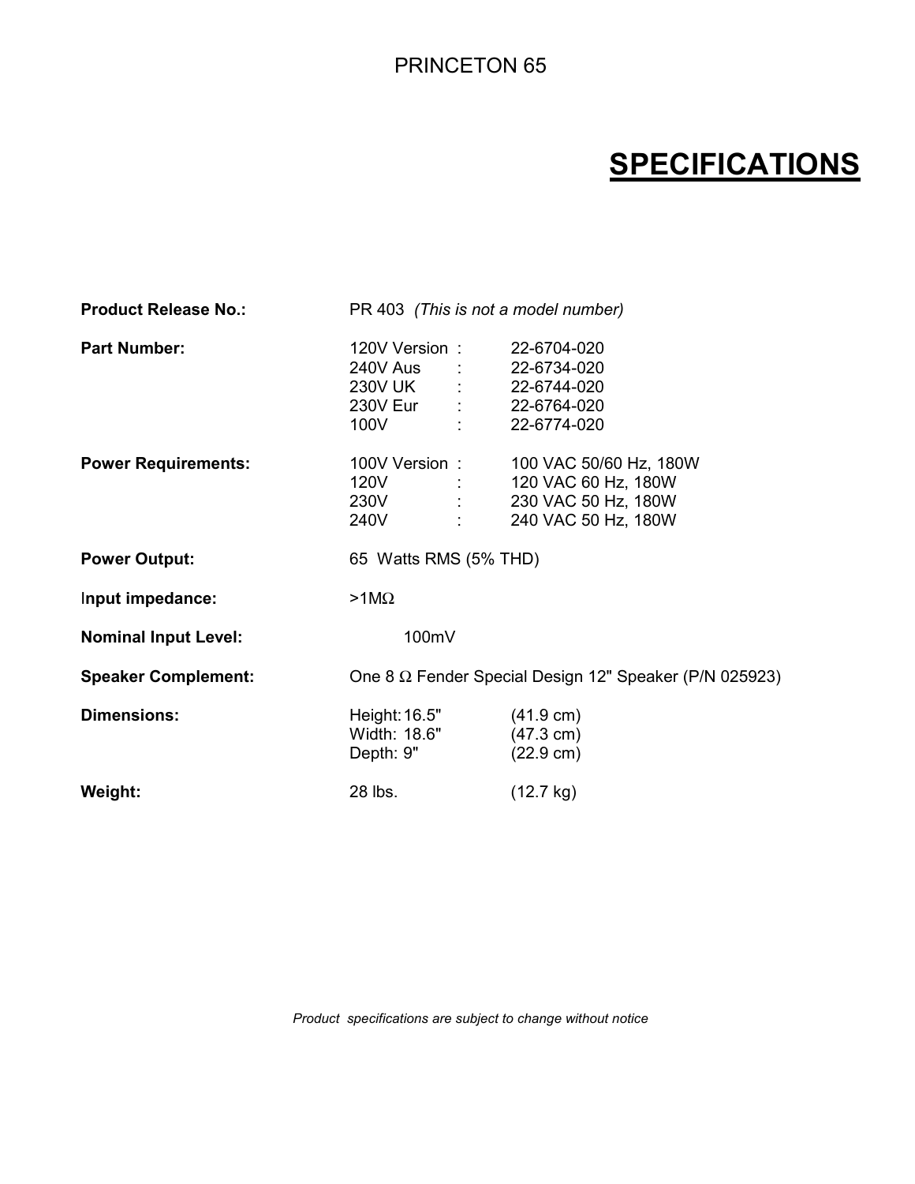PRINCETON 65

# SPECIFICATIONS

| | | |
|---|---|---|
| **Product Release No.:** | PR 403 *(This is not a model number)* | |
| **Part Number:** | 120V Version : | 22-6704-020 |
| | 240V Aus : | 22-6734-020 |
| | 230V UK : | 22-6744-020 |
| | 230V Eur : | 22-6764-020 |
| | 100V : | 22-6774-020 |
| **Power Requirements:** | 100V Version : | 100 VAC 50/60 Hz, 180W |
| | 120V : | 120 VAC 60 Hz, 180W |
| | 230V : | 230 VAC 50 Hz, 180W |
| | 240V : | 240 VAC 50 Hz, 180W |
| **Power Output:** | 65 Watts RMS (5% THD) | |
| **Input impedance:** | >1MΩ | |
| **Nominal Input Level:** | 100mV | |
| **Speaker Complement:** | One 8 Ω Fender Special Design 12" Speaker (P/N 025923) | |
| **Dimensions:** | Height: 16.5" | (41.9 cm) |
| | Width: 18.6" | (47.3 cm) |
| | Depth: 9" | (22.9 cm) |
| **Weight:** | 28 lbs. | (12.7 kg) |

*Product specifications are subject to change without notice*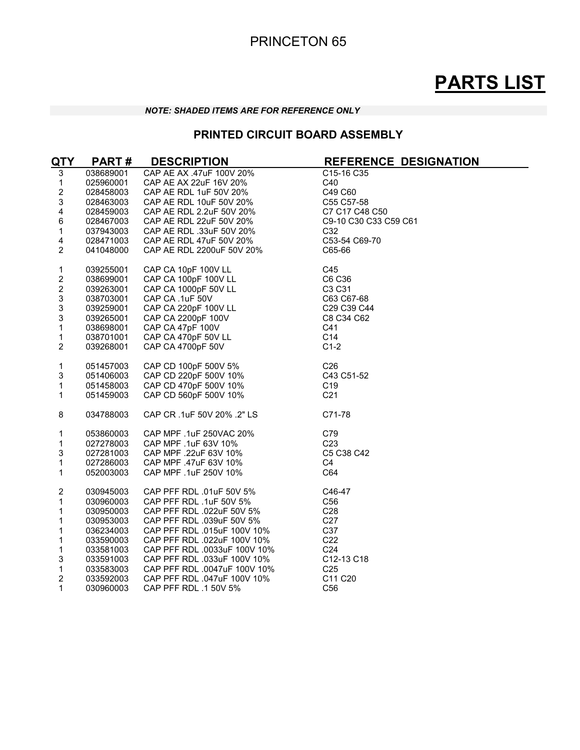PRINCETON 65

# PARTS LIST

***NOTE: SHADED ITEMS ARE FOR REFERENCE ONLY***

## PRINTED CIRCUIT BOARD ASSEMBLY

| QTY | PART # | DESCRIPTION | REFERENCE DESIGNATION |
|---|---|---|---|
| 3 | 038689001 | CAP AE AX .47uF 100V 20% | C15-16 C35 |
| 1 | 025960001 | CAP AE AX 22uF 16V 20% | C40 |
| 2 | 028458003 | CAP AE RDL 1uF 50V 20% | C49 C60 |
| 3 | 028463003 | CAP AE RDL 10uF 50V 20% | C55 C57-58 |
| 4 | 028459003 | CAP AE RDL 2.2uF 50V 20% | C7 C17 C48 C50 |
| 6 | 028467003 | CAP AE RDL 22uF 50V 20% | C9-10 C30 C33 C59 C61 |
| 1 | 037943003 | CAP AE RDL .33uF 50V 20% | C32 |
| 4 | 028471003 | CAP AE RDL 47uF 50V 20% | C53-54 C69-70 |
| 2 | 041048000 | CAP AE RDL 2200uF 50V 20% | C65-66 |
| 1 | 039255001 | CAP CA 10pF 100V LL | C45 |
| 2 | 038699001 | CAP CA 100pF 100V LL | C6 C36 |
| 2 | 039263001 | CAP CA 1000pF 50V LL | C3 C31 |
| 3 | 038703001 | CAP CA .1uF 50V | C63 C67-68 |
| 3 | 039259001 | CAP CA 220pF 100V LL | C29 C39 C44 |
| 3 | 039265001 | CAP CA 2200pF 100V | C8 C34 C62 |
| 1 | 038698001 | CAP CA 47pF 100V | C41 |
| 1 | 038701001 | CAP CA 470pF 50V LL | C14 |
| 2 | 039268001 | CAP CA 4700pF 50V | C1-2 |
| 1 | 051457003 | CAP CD 100pF 500V 5% | C26 |
| 3 | 051406003 | CAP CD 220pF 500V 10% | C43 C51-52 |
| 1 | 051458003 | CAP CD 470pF 500V 10% | C19 |
| 1 | 051459003 | CAP CD 560pF 500V 10% | C21 |
| 8 | 034788003 | CAP CR .1uF 50V 20% .2" LS | C71-78 |
| 1 | 053860003 | CAP MPF .1uF 250VAC 20% | C79 |
| 1 | 027278003 | CAP MPF .1uF 63V 10% | C23 |
| 3 | 027281003 | CAP MPF .22uF 63V 10% | C5 C38 C42 |
| 1 | 027286003 | CAP MPF .47uF 63V 10% | C4 |
| 1 | 052003003 | CAP MPF .1uF 250V 10% | C64 |
| 2 | 030945003 | CAP PFF RDL .01uF 50V 5% | C46-47 |
| 1 | 030960003 | CAP PFF RDL .1uF 50V 5% | C56 |
| 1 | 030950003 | CAP PFF RDL .022uF 50V 5% | C28 |
| 1 | 030953003 | CAP PFF RDL .039uF 50V 5% | C27 |
| 1 | 036234003 | CAP PFF RDL .015uF 100V 10% | C37 |
| 1 | 033590003 | CAP PFF RDL .022uF 100V 10% | C22 |
| 1 | 033581003 | CAP PFF RDL .0033uF 100V 10% | C24 |
| 3 | 033591003 | CAP PFF RDL .033uF 100V 10% | C12-13 C18 |
| 1 | 033583003 | CAP PFF RDL .0047uF 100V 10% | C25 |
| 2 | 033592003 | CAP PFF RDL .047uF 100V 10% | C11 C20 |
| 1 | 030960003 | CAP PFF RDL .1 50V 5% | C56 |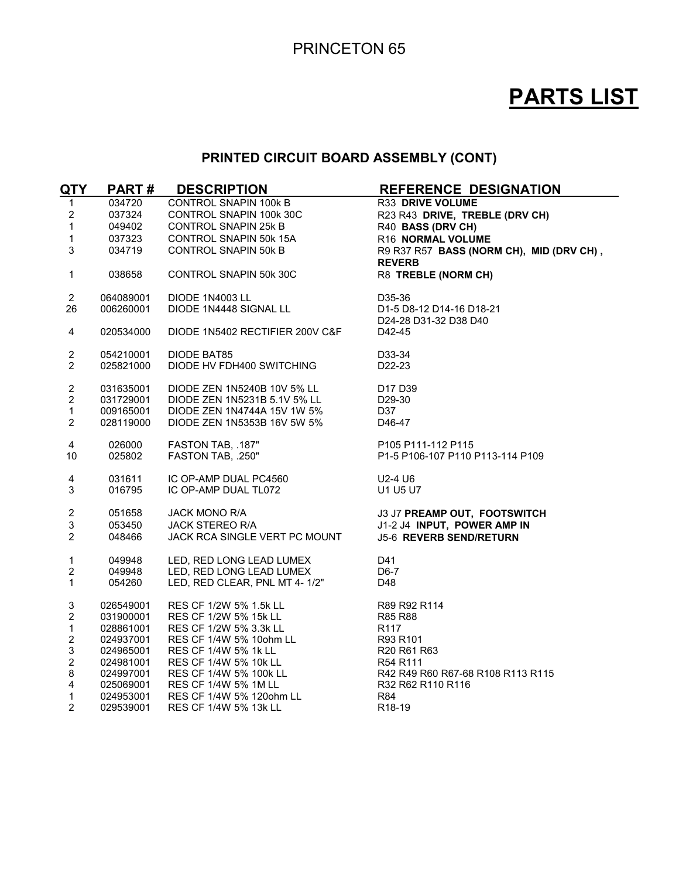# PRINCETON 65

# PARTS LIST

## PRINTED CIRCUIT BOARD ASSEMBLY (CONT)

| QTY | PART # | DESCRIPTION | REFERENCE DESIGNATION |
|---|---|---|---|
| 1 | 034720 | CONTROL SNAPIN 100k B | R33 **DRIVE VOLUME** |
| 2 | 037324 | CONTROL SNAPIN 100k 30C | R23 R43 **DRIVE, TREBLE (DRV CH)** |
| 1 | 049402 | CONTROL SNAPIN 25k B | R40 **BASS (DRV CH)** |
| 1 | 037323 | CONTROL SNAPIN 50k 15A | R16 **NORMAL VOLUME** |
| 3 | 034719 | CONTROL SNAPIN 50k B | R9 R37 R57 **BASS (NORM CH), MID (DRV CH), REVERB** |
| 1 | 038658 | CONTROL SNAPIN 50k 30C | R8 **TREBLE (NORM CH)** |
| 2 | 064089001 | DIODE 1N4003 LL | D35-36 |
| 26 | 006260001 | DIODE 1N4448 SIGNAL LL | D1-5 D8-12 D14-16 D18-21 D24-28 D31-32 D38 D40 |
| 4 | 020534000 | DIODE 1N5402 RECTIFIER 200V C&F | D42-45 |
| 2 | 054210001 | DIODE BAT85 | D33-34 |
| 2 | 025821000 | DIODE HV FDH400 SWITCHING | D22-23 |
| 2 | 031635001 | DIODE ZEN 1N5240B 10V 5% LL | D17 D39 |
| 2 | 031729001 | DIODE ZEN 1N5231B 5.1V 5% LL | D29-30 |
| 1 | 009165001 | DIODE ZEN 1N4744A 15V 1W 5% | D37 |
| 2 | 028119000 | DIODE ZEN 1N5353B 16V 5W 5% | D46-47 |
| 4 | 026000 | FASTON TAB, .187" | P105 P111-112 P115 |
| 10 | 025802 | FASTON TAB, .250" | P1-5 P106-107 P110 P113-114 P109 |
| 4 | 031611 | IC OP-AMP DUAL PC4560 | U2-4 U6 |
| 3 | 016795 | IC OP-AMP DUAL TL072 | U1 U5 U7 |
| 2 | 051658 | JACK MONO R/A | J3 J7 **PREAMP OUT, FOOTSWITCH** |
| 3 | 053450 | JACK STEREO R/A | J1-2 J4 **INPUT, POWER AMP IN** |
| 2 | 048466 | JACK RCA SINGLE VERT PC MOUNT | J5-6 **REVERB SEND/RETURN** |
| 1 | 049948 | LED, RED LONG LEAD LUMEX | D41 |
| 2 | 049948 | LED, RED LONG LEAD LUMEX | D6-7 |
| 1 | 054260 | LED, RED CLEAR, PNL MT 4- 1/2" | D48 |
| 3 | 026549001 | RES CF 1/2W 5% 1.5k LL | R89 R92 R114 |
| 2 | 031900001 | RES CF 1/2W 5% 15k LL | R85 R88 |
| 1 | 028861001 | RES CF 1/2W 5% 3.3k LL | R117 |
| 2 | 024937001 | RES CF 1/4W 5% 10ohm LL | R93 R101 |
| 3 | 024965001 | RES CF 1/4W 5% 1k LL | R20 R61 R63 |
| 2 | 024981001 | RES CF 1/4W 5% 10k LL | R54 R111 |
| 8 | 024997001 | RES CF 1/4W 5% 100k LL | R42 R49 R60 R67-68 R108 R113 R115 |
| 4 | 025069001 | RES CF 1/4W 5% 1M LL | R32 R62 R110 R116 |
| 1 | 024953001 | RES CF 1/4W 5% 120ohm LL | R84 |
| 2 | 029539001 | RES CF 1/4W 5% 13k LL | R18-19 |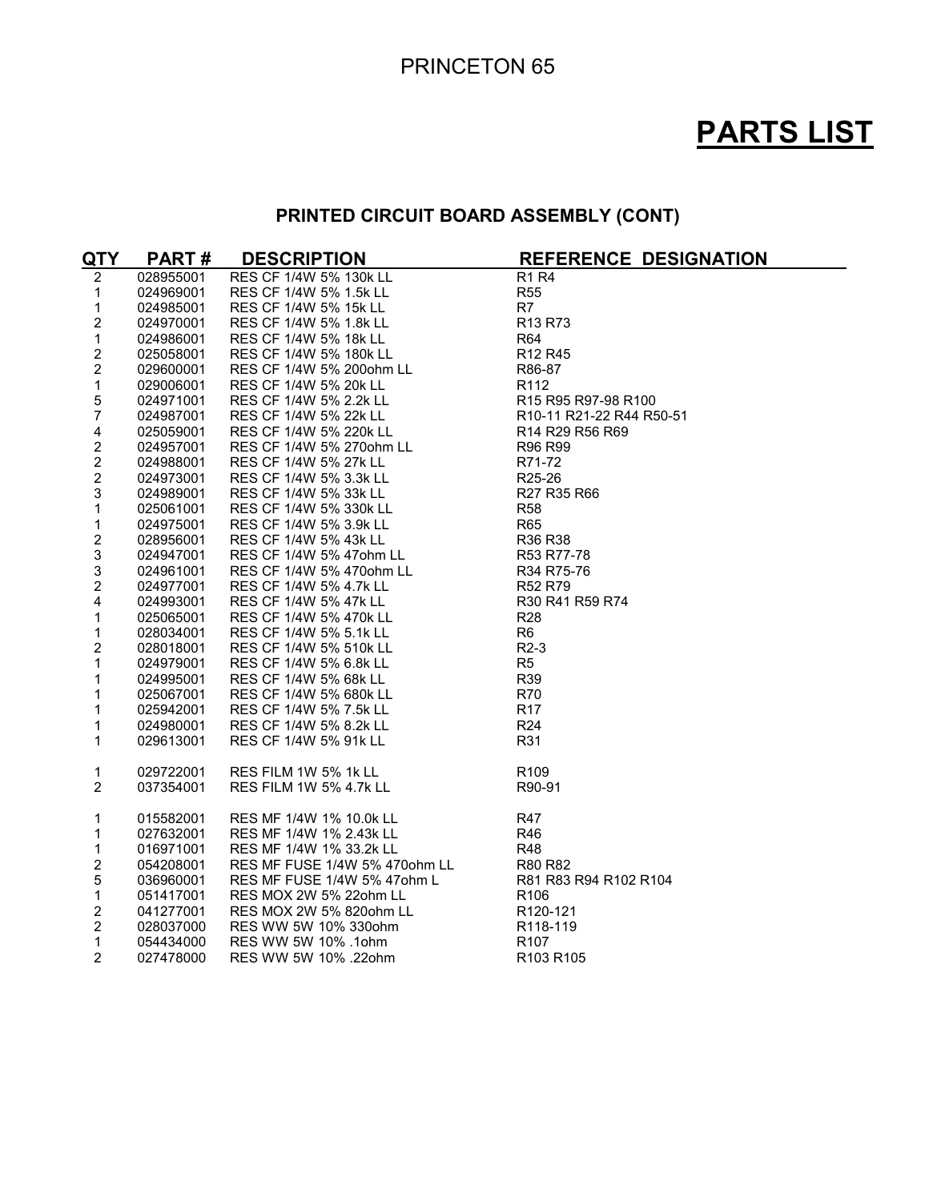PRINCETON 65

# PARTS LIST

### PRINTED CIRCUIT BOARD ASSEMBLY (CONT)

| QTY | PART # | DESCRIPTION | REFERENCE DESIGNATION |
|---|---|---|---|
| 2 | 028955001 | RES CF 1/4W 5% 130k LL | R1 R4 |
| 1 | 024969001 | RES CF 1/4W 5% 1.5k LL | R55 |
| 1 | 024985001 | RES CF 1/4W 5% 15k LL | R7 |
| 2 | 024970001 | RES CF 1/4W 5% 1.8k LL | R13 R73 |
| 1 | 024986001 | RES CF 1/4W 5% 18k LL | R64 |
| 2 | 025058001 | RES CF 1/4W 5% 180k LL | R12 R45 |
| 2 | 029600001 | RES CF 1/4W 5% 200ohm LL | R86-87 |
| 1 | 029006001 | RES CF 1/4W 5% 20k LL | R112 |
| 5 | 024971001 | RES CF 1/4W 5% 2.2k LL | R15 R95 R97-98 R100 |
| 7 | 024987001 | RES CF 1/4W 5% 22k LL | R10-11 R21-22 R44 R50-51 |
| 4 | 025059001 | RES CF 1/4W 5% 220k LL | R14 R29 R56 R69 |
| 2 | 024957001 | RES CF 1/4W 5% 270ohm LL | R96 R99 |
| 2 | 024988001 | RES CF 1/4W 5% 27k LL | R71-72 |
| 2 | 024973001 | RES CF 1/4W 5% 3.3k LL | R25-26 |
| 3 | 024989001 | RES CF 1/4W 5% 33k LL | R27 R35 R66 |
| 1 | 025061001 | RES CF 1/4W 5% 330k LL | R58 |
| 1 | 024975001 | RES CF 1/4W 5% 3.9k LL | R65 |
| 2 | 028956001 | RES CF 1/4W 5% 43k LL | R36 R38 |
| 3 | 024947001 | RES CF 1/4W 5% 47ohm LL | R53 R77-78 |
| 3 | 024961001 | RES CF 1/4W 5% 470ohm LL | R34 R75-76 |
| 2 | 024977001 | RES CF 1/4W 5% 4.7k LL | R52 R79 |
| 4 | 024993001 | RES CF 1/4W 5% 47k LL | R30 R41 R59 R74 |
| 1 | 025065001 | RES CF 1/4W 5% 470k LL | R28 |
| 1 | 028034001 | RES CF 1/4W 5% 5.1k LL | R6 |
| 2 | 028018001 | RES CF 1/4W 5% 510k LL | R2-3 |
| 1 | 024979001 | RES CF 1/4W 5% 6.8k LL | R5 |
| 1 | 024995001 | RES CF 1/4W 5% 68k LL | R39 |
| 1 | 025067001 | RES CF 1/4W 5% 680k LL | R70 |
| 1 | 025942001 | RES CF 1/4W 5% 7.5k LL | R17 |
| 1 | 024980001 | RES CF 1/4W 5% 8.2k LL | R24 |
| 1 | 029613001 | RES CF 1/4W 5% 91k LL | R31 |
| | | | |
| 1 | 029722001 | RES FILM 1W 5% 1k LL | R109 |
| 2 | 037354001 | RES FILM 1W 5% 4.7k LL | R90-91 |
| | | | |
| 1 | 015582001 | RES MF 1/4W 1% 10.0k LL | R47 |
| 1 | 027632001 | RES MF 1/4W 1% 2.43k LL | R46 |
| 1 | 016971001 | RES MF 1/4W 1% 33.2k LL | R48 |
| 2 | 054208001 | RES MF FUSE 1/4W 5% 470ohm LL | R80 R82 |
| 5 | 036960001 | RES MF FUSE 1/4W 5% 47ohm L | R81 R83 R94 R102 R104 |
| 1 | 051417001 | RES MOX 2W 5% 22ohm LL | R106 |
| 2 | 041277001 | RES MOX 2W 5% 820ohm LL | R120-121 |
| 2 | 028037000 | RES WW 5W 10% 330ohm | R118-119 |
| 1 | 054434000 | RES WW 5W 10% .1ohm | R107 |
| 2 | 027478000 | RES WW 5W 10% .22ohm | R103 R105 |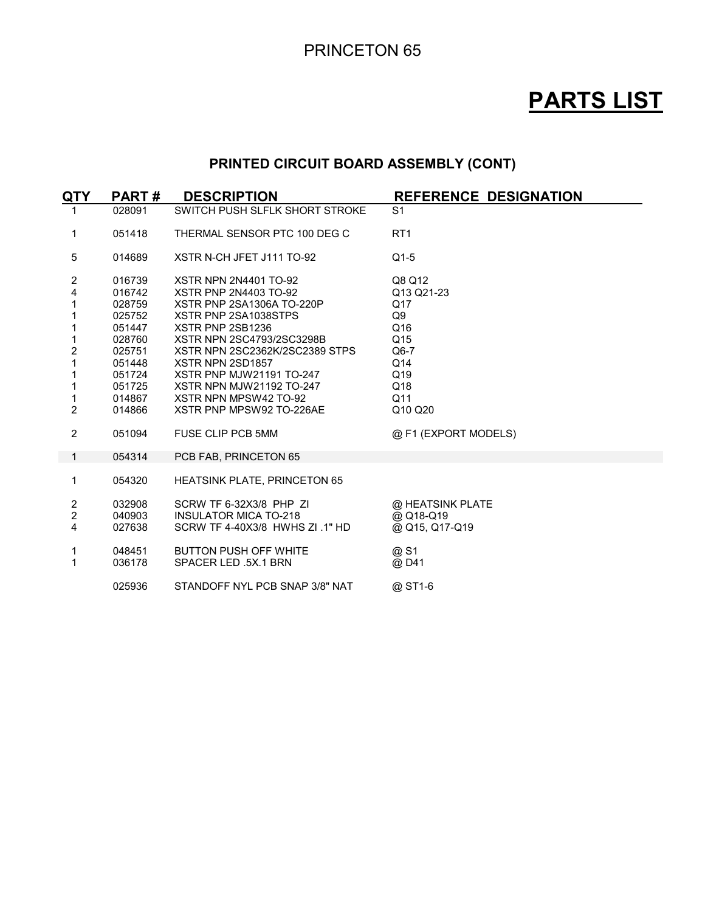PRINCETON 65

# PARTS LIST

## PRINTED CIRCUIT BOARD ASSEMBLY (CONT)

| QTY | PART # | DESCRIPTION | REFERENCE DESIGNATION |
|---|---|---|---|
| 1 | 028091 | SWITCH PUSH SLFLK SHORT STROKE | S1 |
| 1 | 051418 | THERMAL SENSOR PTC 100 DEG C | RT1 |
| 5 | 014689 | XSTR N-CH JFET J111 TO-92 | Q1-5 |
| 2 | 016739 | XSTR NPN 2N4401 TO-92 | Q8 Q12 |
| 4 | 016742 | XSTR PNP 2N4403 TO-92 | Q13 Q21-23 |
| 1 | 028759 | XSTR PNP 2SA1306A TO-220P | Q17 |
| 1 | 025752 | XSTR PNP 2SA1038STPS | Q9 |
| 1 | 051447 | XSTR PNP 2SB1236 | Q16 |
| 1 | 028760 | XSTR NPN 2SC4793/2SC3298B | Q15 |
| 2 | 025751 | XSTR NPN 2SC2362K/2SC2389 STPS | Q6-7 |
| 1 | 051448 | XSTR NPN 2SD1857 | Q14 |
| 1 | 051724 | XSTR PNP MJW21191 TO-247 | Q19 |
| 1 | 051725 | XSTR NPN MJW21192 TO-247 | Q18 |
| 1 | 014867 | XSTR NPN MPSW42 TO-92 | Q11 |
| 2 | 014866 | XSTR PNP MPSW92 TO-226AE | Q10 Q20 |
| 2 | 051094 | FUSE CLIP PCB 5MM | @ F1 (EXPORT MODELS) |
| 1 | 054314 | PCB FAB, PRINCETON 65 | |
| 1 | 054320 | HEATSINK PLATE, PRINCETON 65 | |
| 2 | 032908 | SCRW TF 6-32X3/8 PHP ZI | @ HEATSINK PLATE |
| 2 | 040903 | INSULATOR MICA TO-218 | @ Q18-Q19 |
| 4 | 027638 | SCRW TF 4-40X3/8 HWHS ZI .1" HD | @ Q15, Q17-Q19 |
| 1 | 048451 | BUTTON PUSH OFF WHITE | @ S1 |
| 1 | 036178 | SPACER LED .5X.1 BRN | @ D41 |
| | 025936 | STANDOFF NYL PCB SNAP 3/8" NAT | @ ST1-6 |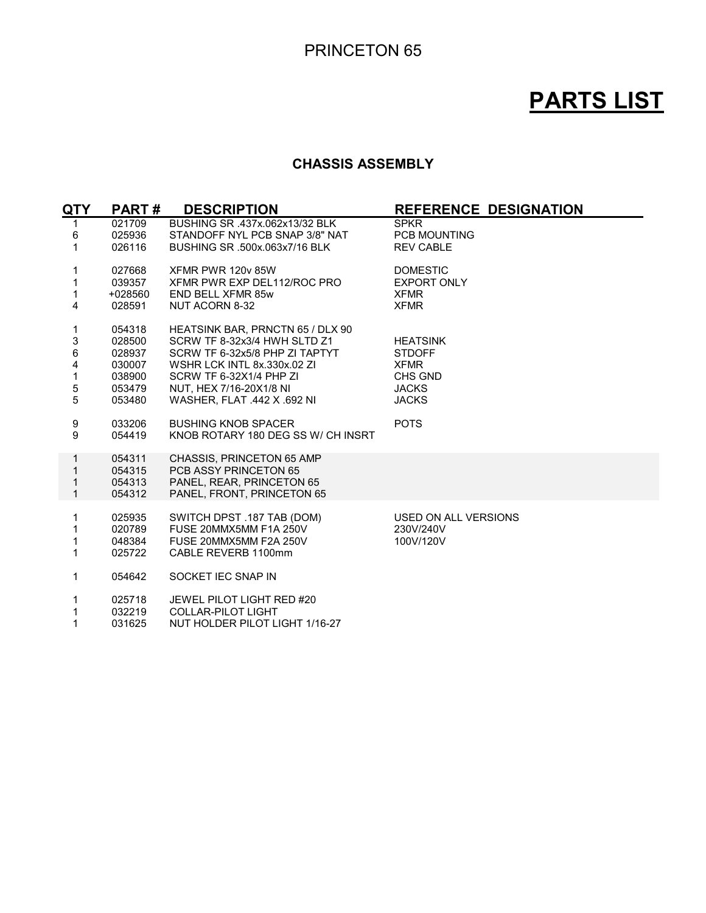PRINCETON 65

# PARTS LIST

### CHASSIS ASSEMBLY

| QTY | PART # | DESCRIPTION | REFERENCE DESIGNATION |
|---|---|---|---|
| 1 | 021709 | BUSHING SR .437x.062x13/32 BLK | SPKR |
| 6 | 025936 | STANDOFF NYL PCB SNAP 3/8" NAT | PCB MOUNTING |
| 1 | 026116 | BUSHING SR .500x.063x7/16 BLK | REV CABLE |
| 1 | 027668 | XFMR PWR 120v 85W | DOMESTIC |
| 1 | 039357 | XFMR PWR EXP DEL112/ROC PRO | EXPORT ONLY |
| 1 | +028560 | END BELL XFMR 85w | XFMR |
| 4 | 028591 | NUT ACORN 8-32 | XFMR |
| 1 | 054318 | HEATSINK BAR, PRNCTN 65 / DLX 90 | |
| 3 | 028500 | SCRW TF 8-32x3/4 HWH SLTD Z1 | HEATSINK |
| 6 | 028937 | SCRW TF 6-32x5/8 PHP ZI TAPTYT | STDOFF |
| 4 | 030007 | WSHR LCK INTL 8x.330x.02 ZI | XFMR |
| 1 | 038900 | SCRW TF 6-32X1/4 PHP ZI | CHS GND |
| 5 | 053479 | NUT, HEX 7/16-20X1/8 NI | JACKS |
| 5 | 053480 | WASHER, FLAT .442 X .692 NI | JACKS |
| 9 | 033206 | BUSHING KNOB SPACER | POTS |
| 9 | 054419 | KNOB ROTARY 180 DEG SS W/ CH INSRT | |
| 1 | 054311 | CHASSIS, PRINCETON 65 AMP | |
| 1 | 054315 | PCB ASSY PRINCETON 65 | |
| 1 | 054313 | PANEL, REAR, PRINCETON 65 | |
| 1 | 054312 | PANEL, FRONT, PRINCETON 65 | |
| 1 | 025935 | SWITCH DPST .187 TAB (DOM) | USED ON ALL VERSIONS |
| 1 | 020789 | FUSE 20MMX5MM F1A 250V | 230V/240V |
| 1 | 048384 | FUSE 20MMX5MM F2A 250V | 100V/120V |
| 1 | 025722 | CABLE REVERB 1100mm | |
| 1 | 054642 | SOCKET IEC SNAP IN | |
| 1 | 025718 | JEWEL PILOT LIGHT RED #20 | |
| 1 | 032219 | COLLAR-PILOT LIGHT | |
| 1 | 031625 | NUT HOLDER PILOT LIGHT 1/16-27 | |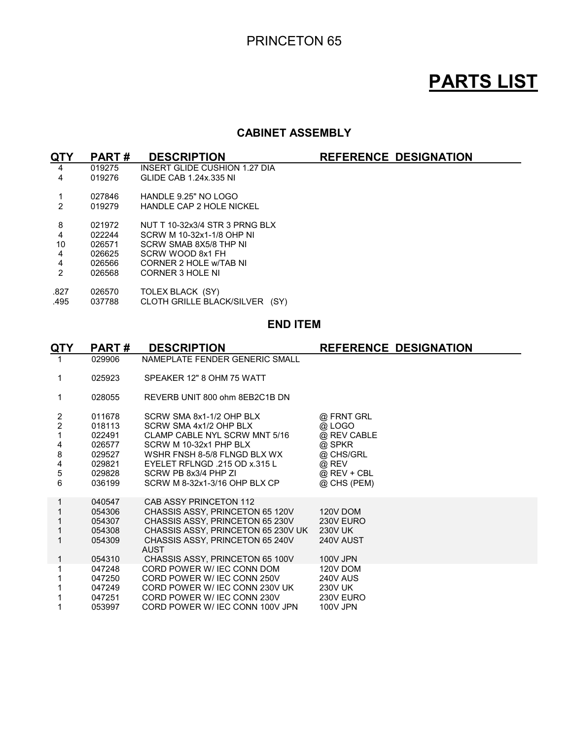PRINCETON 65

# PARTS LIST

## CABINET ASSEMBLY

| QTY | PART # | DESCRIPTION | REFERENCE DESIGNATION |
|---|---|---|---|
| 4 | 019275 | INSERT GLIDE CUSHION 1.27 DIA | |
| 4 | 019276 | GLIDE CAB 1.24x.335 NI | |
| 1 | 027846 | HANDLE 9.25" NO LOGO | |
| 2 | 019279 | HANDLE CAP 2 HOLE NICKEL | |
| 8 | 021972 | NUT T 10-32x3/4 STR 3 PRNG BLX | |
| 4 | 022244 | SCRW M 10-32x1-1/8 OHP NI | |
| 10 | 026571 | SCRW SMAB 8X5/8 THP NI | |
| 4 | 026625 | SCRW WOOD 8x1 FH | |
| 4 | 026566 | CORNER 2 HOLE w/TAB NI | |
| 2 | 026568 | CORNER 3 HOLE NI | |
| .827 | 026570 | TOLEX BLACK (SY) | |
| .495 | 037788 | CLOTH GRILLE BLACK/SILVER (SY) | |

## END ITEM

| QTY | PART # | DESCRIPTION | REFERENCE DESIGNATION |
|---|---|---|---|
| 1 | 029906 | NAMEPLATE FENDER GENERIC SMALL | |
| 1 | 025923 | SPEAKER 12" 8 OHM 75 WATT | |
| 1 | 028055 | REVERB UNIT 800 ohm 8EB2C1B DN | |
| 2 | 011678 | SCRW SMA 8x1-1/2 OHP BLX | @ FRNT GRL |
| 2 | 018113 | SCRW SMA 4x1/2 OHP BLX | @ LOGO |
| 1 | 022491 | CLAMP CABLE NYL SCRW MNT 5/16 | @ REV CABLE |
| 4 | 026577 | SCRW M 10-32x1 PHP BLX | @ SPKR |
| 8 | 029527 | WSHR FNSH 8-5/8 FLNGD BLX WX | @ CHS/GRL |
| 4 | 029821 | EYELET RFLNGD .215 OD x.315 L | @ REV |
| 5 | 029828 | SCRW PB 8x3/4 PHP ZI | @ REV + CBL |
| 6 | 036199 | SCRW M 8-32x1-3/16 OHP BLX CP | @ CHS (PEM) |
| 1 | 040547 | CAB ASSY PRINCETON 112 | |
| 1 | 054306 | CHASSIS ASSY, PRINCETON 65 120V | 120V DOM |
| 1 | 054307 | CHASSIS ASSY, PRINCETON 65 230V | 230V EURO |
| 1 | 054308 | CHASSIS ASSY, PRINCETON 65 230V UK | 230V UK |
| 1 | 054309 | CHASSIS ASSY, PRINCETON 65 240V AUST | 240V AUST |
| 1 | 054310 | CHASSIS ASSY, PRINCETON 65 100V | 100V JPN |
| 1 | 047248 | CORD POWER W/ IEC CONN DOM | 120V DOM |
| 1 | 047250 | CORD POWER W/ IEC CONN 250V | 240V AUS |
| 1 | 047249 | CORD POWER W/ IEC CONN 230V UK | 230V UK |
| 1 | 047251 | CORD POWER W/ IEC CONN 230V | 230V EURO |
| 1 | 053997 | CORD POWER W/ IEC CONN 100V JPN | 100V JPN |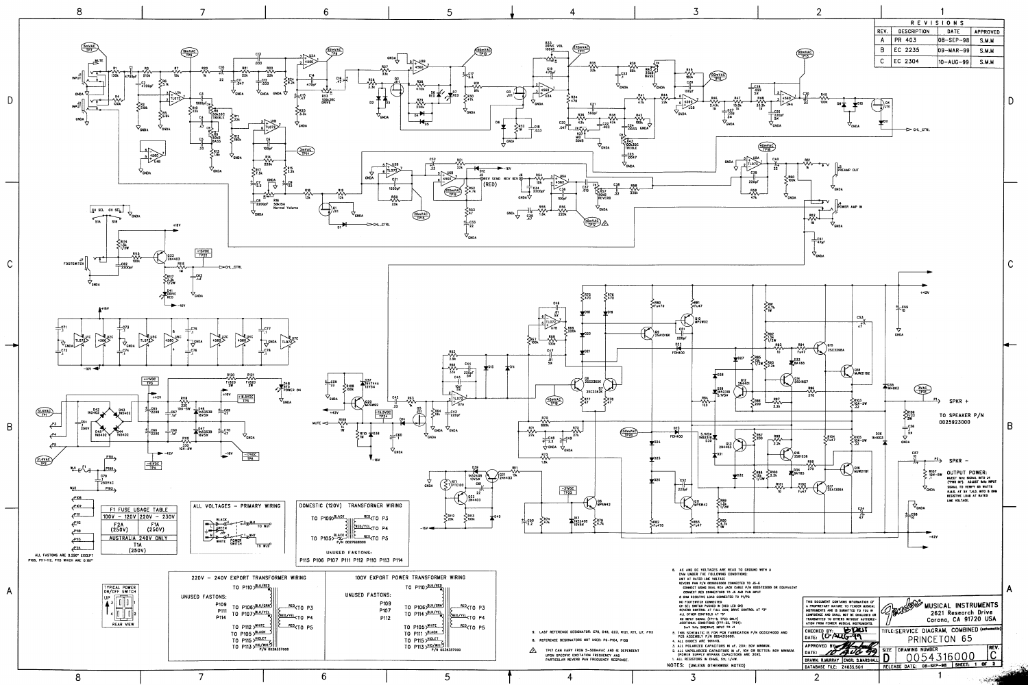| REVISIONS | | | |
|---|---|---|---|
| REV. | DESCRIPTION | DATE | APPROVED |
| A | PR 403 | 08-SEP-98 | S.M.M |
| B | EC 2235 | 09-MAR-99 | S.M.M |
| C | EC 2304 | 10-AUG-99 | S.M.M |

| F1 FUSE USAGE TABLE | |
|---|---|
| 100V - 120V | 220V - 230V |
| F2A (250V) | F1A (250V) |
| AUSTRALIA 240V ONLY | |
| T1A (250V) | |

ALL FASTONS ARE 0.250" EXCEPT: P105, P111-112, P115 WHICH ARE 0.187"

ALL VOLTAGES - PRIMARY WIRING

DOMESTIC (120V) TRANSFORMER WIRING

UNUSED FASTONS: P115 P106 P107 P111 P112 P110 P113 P114

220V - 240V EXPORT TRANSFORMER WIRING

UNUSED FASTONS: P109 P111 P114

100V EXPORT POWER TRANSFORMER WIRING

UNUSED FASTONS: P109 P107 P112

TYPICAL POWER ON/OFF SWITCH — REAR VIEW

TO SPEAKER P/N 0025823000

OUTPUT POWER: INJECT 1kHz SIGNAL INTO J4 (PWR IN). ADJUST 1kHz INPUT SIGNAL TO VERIFY 65 WATTS R.M.S. AT 5% T.H.D. INTO 8 OHM RESISTIVE LOAD AT RATED LINE VOLTAGE.

9. LAST REFERENCE DESIGNATOR: C78, D48, Q23, R121, RT1, U7, P115
8. REFERENCE DESIGNATORS NOT USED: P6-P104, P108

⚠ TP17 CAN VARY FROM 5-500mVAC AND IS DEPENDENT UPON SPECIFIC EXCITATION FREQUENCY AND PARTICULAR REVERB PAN FREQUENCY RESPONSE.

6. AC AND DC VOLTAGES ARE READ TO GROUND WITH A DVM UNDER THE FOLLOWING CONDITIONS:
UNIT AT RATED LINE VOLTAGE
REVERB PAN P/N 0038005000 CONNECTED TO J5-6
CONNECT USING DUAL RCA JACK CABLE P/N 0022732000 OR EQUIVALENT
CONNECT RED CONNECTIONS TO J3 AND J4 FOR PAN INPUT
8 OHM RESISTIVE LOAD CONNECTED TO P1/P2
NO FOOTSWITCH CONNECTED
CH SEL SWITCH PUSHED IN (RED LED ON)
REVERB CONTROL AT FULL CCW, DRIVE CONTROL AT "3"
ALL OTHER CONTROLS AT "5"
NO INPUT SIGNAL (TP1-8, TP23 ONLY)
ADDITIONAL CONDITIONS (TP7-22, TP24):
3mV 1kHz SINEWAVE INPUT TO J1
5. THIS SCHEMATIC IS FOR PCB FABRICATION P/N 0053134000 AND PCB ASSEMBLY P/N 0054315000.
4. ALL DIODES ARE 1N4148.
3. ALL POLARIZED CAPACITORS IN uF, 20%, 50V MINIMUM.
2. ALL UNPOLARIZED CAPACITORS IN uF, 10V OR BETTER; 50V MINIMUM. (POWER SUPPLY BYPASS CAPACITORS ARE 20%).
1. ALL RESISTORS IN OHMS, 5%, 1/4W.
NOTES: (UNLESS OTHERWISE NOTED)

THIS DOCUMENT CONTAINS INFORMATION OF A PROPRIETARY NATURE TO FENDER MUSICAL INSTRUMENTS AND IS SUBMITTED TO YOU IN CONFIDENCE AND SHALL NOT BE DISCLOSED OR TRANSMITTED TO OTHERS WITHOUT AUTHORIZATION FROM FENDER MUSICAL INSTRUMENTS.

CHECKED BY: | DATE: 10-AUG-99
APPROVED BY: | DATE:
DRAWN: R.MURRAY | ENGR: S.MARSHALL
DATABASE FILE: Z403S.SCH

Fender MUSICAL INSTRUMENTS
2621 Research Drive
Corona, CA 91720 USA

TITLE: SERVICE DIAGRAM, COMBINED (schematic)
PRINCETON 65

SIZE: D | DRAWING NUMBER: 0054316000 | REV. C
RELEASE DATE: 08-SEP-98 | SHEET: 1 OF 2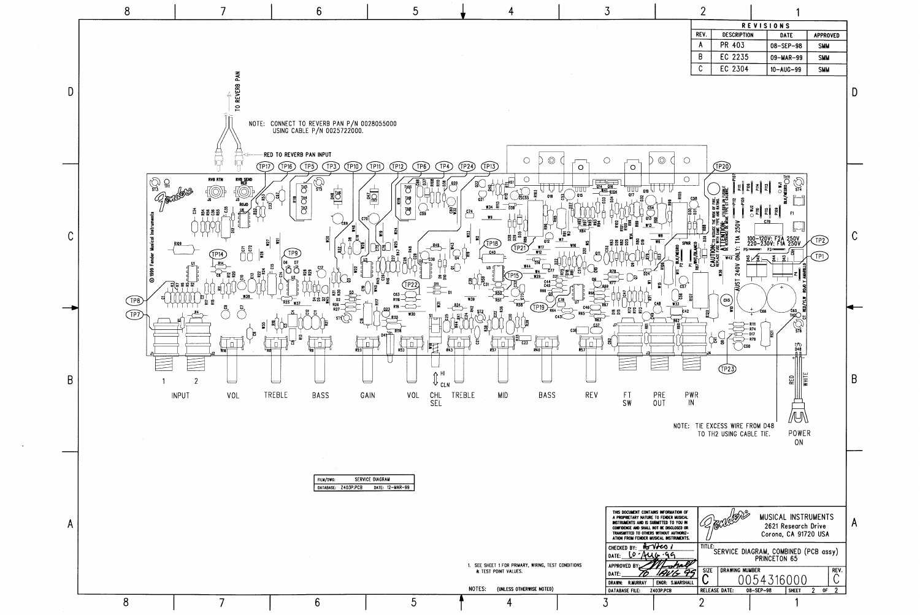| REVISIONS | | | |
|---|---|---|---|
| REV. | DESCRIPTION | DATE | APPROVED |
| A | PR 403 | 08-SEP-98 | SMM |
| B | EC 2235 | 09-MAR-99 | SMM |
| C | EC 2304 | 10-AUG-99 | SMM |

TO REVERB PAN

NOTE: CONNECT TO REVERB PAN P/N 0028055000 USING CABLE P/N 0025722000.

RED TO REVERB PAN INPUT

INPUT 1 2

VOL

TREBLE

BASS

GAIN

VOL

CHL SEL

HI

CLN

TREBLE

MID

BASS

REV

FT SW

PRE OUT

PWR IN

NOTE: TIE EXCESS WIRE FROM D48 TO TH2 USING CABLE TIE.

POWER ON

CAUTION: FOR CONTINUED PROTECTION AGAINST RISK OF FIRE, REPLACE ONLY WITH SAME TYPE AND RATING.

AUST 240V ONLY: T1A 250V

100-120V: F2A 250V
220-230V: F1A 250V

© 1999 Fender Musical Instruments

| FILM/DWG: | SERVICE DIAGRAM |
|---|---|
| DATABASE: Z403P.PCB | DATE: 12-MAR-99 |

1. SEE SHEET 1 FOR PRIMARY, WIRING, TEST CONDITIONS & TEST POINT VALUES.

NOTES: (UNLESS OTHERWISE NOTED)

THIS DOCUMENT CONTAINS INFORMATION OF A PROPRIETARY NATURE TO FENDER MUSICAL INSTRUMENTS AND IS SUBMITTED TO YOU IN CONFIDENCE AND SHALL NOT BE DISCLOSED OR TRANSMITTED TO OTHERS WITHOUT AUTHORIZATION FROM FENDER MUSICAL INSTRUMENTS.

CHECKED BY: A Vileoi
DATE: 10-Aug-99

APPROVED BY: S Marshall
DATE: 10 AUG 99

DRAWN: R.MURRAY | ENGR: S.MARSHALL

DATABASE FILE: Z403P.PCB

Fender MUSICAL INSTRUMENTS
2621 Research Drive
Corona, CA 91720 USA

TITLE: SERVICE DIAGRAM, COMBINED (PCB assy) PRINCETON 65

| SIZE | DRAWING NUMBER | REV. |
|---|---|---|
| C | 0054316000 | C |

RELEASE DATE: 08-SEP-98 | SHEET 2 OF 2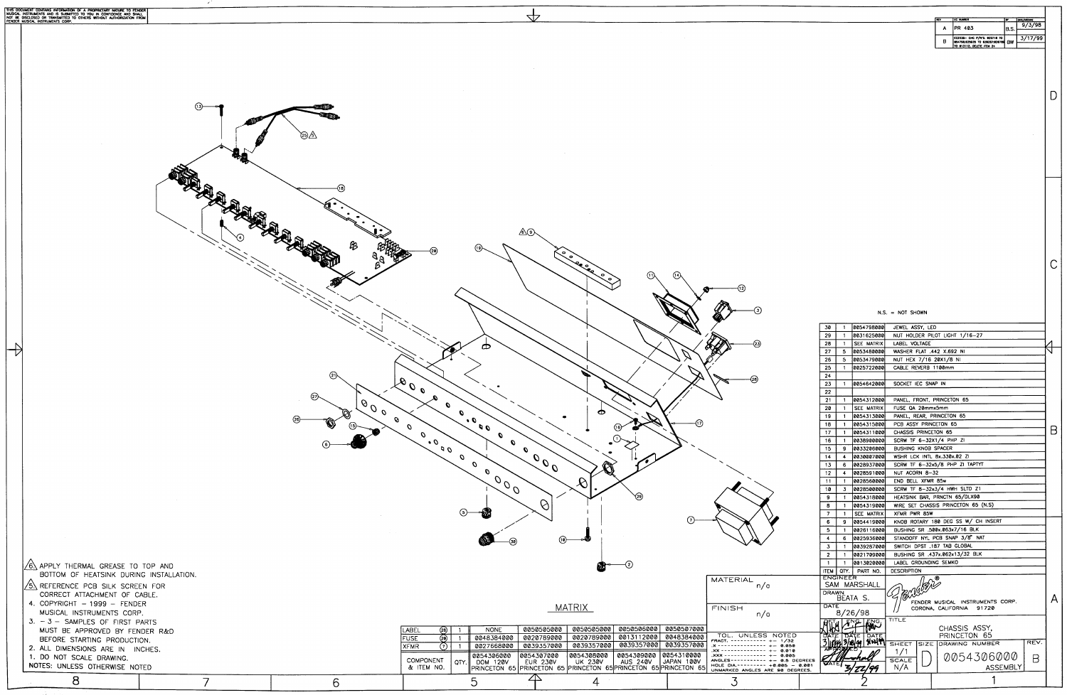THIS DOCUMENT CONTAINS INFORMATION OF A PROPRIETARY NATURE TO FENDER MUSICAL INSTRUMENTS AND IS SUBMITTED TO YOU IN CONFIDENCE AND SHALL NOT BE DISCLOSED OR TRANSMITTED TO OTHERS WITHOUT AUTHORIZATION FROM FENDER MUSICAL INSTRUMENTS CORP.

| REV | ECO NUMBER | BY | DATE |
|---|---|---|---|
| A | PR 403 | B.S. | 9/3/98 |
| B | ECO336- CHG P/N'S. 023716 TO 0054706,023625 TO 0302516/0307006 TO 013112, DELETE ITEM 24 | BW | 3/17/99 |

N.S. = NOT SHOWN

| ITEM | QTY. | PART NO. | DESCRIPTION |
|---|---|---|---|
| 30 | 1 | 0054798000 | JEWEL ASSY, LED |
| 29 | 1 | 0031625000 | NUT HOLDER PILOT LIGHT 1/16-27 |
| 28 | 1 | SEE MATRIX | LABEL VOLTAGE |
| 27 | 5 | 0053480000 | WASHER FLAT .442 X.692 NI |
| 26 | 5 | 0053479000 | NUT HEX 7/16 28X1/8 NI |
| 25 | 1 | 0025722000 | CABLE REVERB 1100mm |
| 24 | | | |
| 23 | 1 | 0054642000 | SOCKET IEC SNAP IN |
| 22 | | | |
| 21 | 1 | 0054312000 | PANEL, FRONT, PRINCETON 65 |
| 20 | 1 | SEE MATRIX | FUSE QA 20mmx5mm |
| 19 | 1 | 0054313000 | PANEL, REAR, PRINCETON 65 |
| 18 | 1 | 0054315000 | PCB ASSY PRINCETON 65 |
| 17 | 1 | 0054311000 | CHASSIS PRINCETON 65 |
| 16 | 1 | 0038900000 | SCRW TF 6-32X1/4 PHP ZI |
| 15 | 9 | 0033206000 | BUSHING KNOB SPACER |
| 14 | 4 | 0030007000 | WSHR LCK INTL 8x.330x.02 ZI |
| 13 | 6 | 0028937000 | SCRW TF 6-32x5/8 PHP ZI TAPTYT |
| 12 | 4 | 0028591000 | NUT ACORN 8-32 |
| 11 | 1 | 0028560000 | END BELL XFMR 85w |
| 10 | 3 | 0028500000 | SCRW TF 8-32x3/4 HWH SLTD ZI |
| 9 | 1 | 0054316000 | HEATSINK BAR, PRNCTN 65/DLX90 |
| 8 | 1 | 0054319000 | WIRE SET CHASSIS PRINCETON 65 (N.S) |
| 7 | 1 | SEE MATRIX | XFMR PWR 85W |
| 6 | 9 | 0054419000 | KNOB ROTARY 180 DEG SS W/ CH INSERT |
| 5 | 1 | 0026116000 | BUSHING SR .500x.063x7/16 BLK |
| 4 | 6 | 0025936000 | STANDOFF NYL PCB SNAP 3/8" NAT |
| 3 | 1 | 0039287000 | SWITCH DPST .187 TAB GLOBAL |
| 2 | 1 | 0021700000 | BUSHING SR .437x.062x13/32 BLK |
| 1 | 1 | 0013020000 | LABEL GROUNDING SEMKO |

6. APPLY THERMAL GREASE TO TOP AND BOTTOM OF HEATSINK DURING INSTALLATION.
5. REFERENCE PCB SILK SCREEN FOR CORRECT ATTACHMENT OF CABLE.
4. COPYRIGHT – 1999 – FENDER MUSICAL INSTRUMENTS CORP.
3. – 3 – SAMPLES OF FIRST PARTS MUST BE APPROVED BY FENDER R&D BEFORE STARTING PRODUCTION.
2. ALL DIMENSIONS ARE IN INCHES.
1. DO NOT SCALE DRAWING.

NOTES: UNLESS OTHERWISE NOTED

MATRIX

| | | | | | | | |
|---|---|---|---|---|---|---|---|
| LABEL | 28 | 1 | NONE | 0050505000 | 0050505000 | 0050506000 | 0050507000 |
| FUSE | 20 | 1 | 0048384000 | 0020789000 | 0020789000 | 0013112000 | 0048384000 |
| XFMR | 7 | 1 | 0027668000 | 0039357000 | 0039357000 | 0039357000 | 0039357000 |
| COMPONENT & ITEM NO. | | QTY. | 0054306000 DOM 120V PRINCETON 65 | 0054307000 EUR 230V PRINCETON 65 | 0054308000 UK 230V PRINCETON 65 | 0054309000 AUS 240V PRINCETON 65 | 0054310000 JAPAN 100V PRINCETON 65 |

MATERIAL n/a

FINISH n/a

TOL. UNLESS NOTED
FRACT. ---------- +- 1/32
.X ---------- +- 0.050
.XX ---------- +- 0.010
.XXX ---------- +- 0.005
ANGLES ---------- +- 0.5 DEGREES
HOLE DIA. ---------- +0.005 - 0.001
UNMARKED ANGLES ARE 90 DEGREES.

ENGINEER SAM MARSHALL

DRAWN BEATA S.

DATE 8/26/98

APPROVED

DATE 3/22/99

FENDER MUSICAL INSTRUMENTS CORP.
CORONA, CALIFORNIA 91720

TITLE CHASSIS ASSY, PRINCETON 65

SHEET 1/1 | SIZE D | DRAWING NUMBER 0054306000 ASSEMBLY | REV. B

SCALE N/A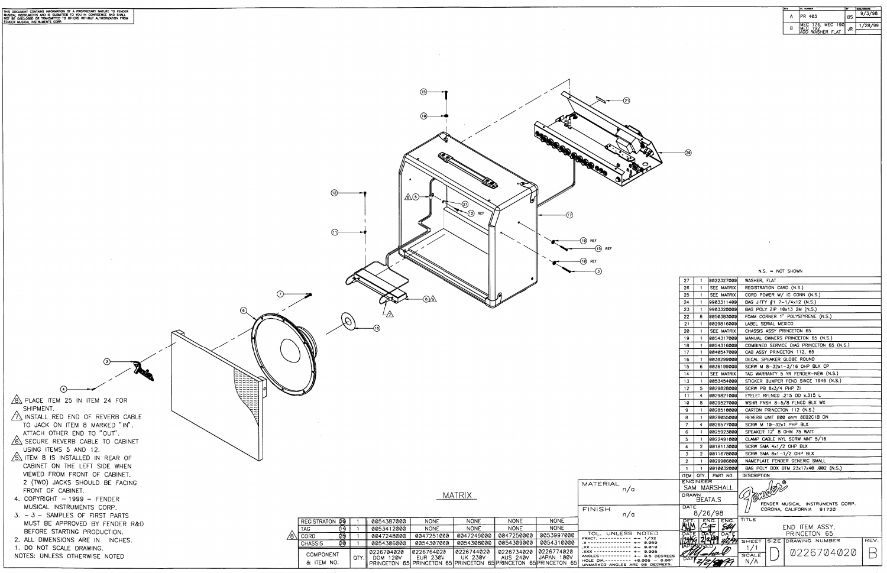THIS DOCUMENT CONTAINS INFORMATION OF A PROPRIETARY NATURE TO FENDER MUSICAL INSTRUMENTS AND IS SUBMITTED TO YOU IN CONFIDENCE AND SHALL NOT BE DISCLOSED OR TRANSMITTED TO OTHERS WITHOUT AUTHORIZATION FROM FENDER MUSICAL INSTRUMENTS CORP.

| REV | EC NUMBER | BY | DATE/APPROVED |
|---|---|---|---|
| A | PR 403 | BS | 9/3/98 |
| B | MEC 174, MEC 190 MEC 192 ADD WASHER FLAT | JR | 1/28/99 |

N.S. = NOT SHOWN

| ITEM | QTY. | PART NO. | DESCRIPTION |
|---|---|---|---|
| 27 | 1 | 0022327000 | WASHER, FLAT |
| 26 | 1 | SEE MATRIX | REGISTRATION CARD (N.S.) |
| 25 | 1 | SEE MATRIX | CORD POWER W/ IC CONN (N.S.) |
| 24 | 1 | 9903311400 | BAG JIFFY #1 7-1/4x12 (N.S.) |
| 23 | 1 | 9903320000 | BAG POLY ZIP 10x13 2M (N.S.) |
| 22 | 8 | 0050383000 | FOAM CORNER 1" POLYSTYRENE (N.S.) |
| 21 | 1 | 0029816000 | LABEL SERIAL MEXICO |
| 20 | 1 | SEE MATRIX | CHASSIS ASSY PRINCETON 65 |
| 19 | 1 | 0054317000 | MANUAL OWNERS PRINCETON 65 (N.S.) |
| 18 | 1 | 0054316000 | COMBINED SERVICE DIAG PRINCETON 65 (N.S.) |
| 17 | 1 | 0040547000 | CAB ASSY PRINCETON 112, 65 |
| 16 | 1 | 0038299000 | DECAL SPEAKER GLOBE ROUND |
| 15 | 6 | 0036199000 | SCRW M 8-32x1-3/16 OHP BLX CP |
| 14 | 1 | SEE MATRIX | TAG WARRANTY 5 YR FENDER-NEW (N.S.) |
| 13 | 1 | 0053454000 | STICKER BUMPER FEND SINCE 1946 (N.S.) |
| 12 | 5 | 0029828000 | SCRW PB 8x3/4 PHP ZI |
| 11 | 4 | 0029821000 | EYELET RFLNGD .215 OD x.315 L |
| 10 | 8 | 0029527000 | WSHR FNSH 8-5/8 FLNGD BLX WX |
| 9 | 1 | 0028510000 | CARTON PRINCETON 112 (N.S.) |
| 8 | 1 | 0028055000 | REVERB UNIT 800 ohm 8EB2C1B DN |
| 7 | 4 | 0026577000 | SCRW M 10-32x1 PHP BLX |
| 6 | 1 | 0025923000 | SPEAKER 12" 8 OHM 75 WATT |
| 5 | 1 | 0022491000 | CLAMP CABLE NYL SCRW MNT 5/16 |
| 4 | 2 | 0018113000 | SCRW SMA 4x1/2 OHP BLX |
| 3 | 2 | 0011678000 | SCRW SMA 8x1-1/2 OHP BLX |
| 2 | 1 | 0029906000 | NAMEPLATE FENDER GENERIC SMALL |
| 1 | 1 | 0010032000 | BAG POLY BOX BTM 23x17x40 .002 (N.S.) |

NOTES: UNLESS OTHERWISE NOTED

1. DO NOT SCALE DRAWING.
2. ALL DIMENSIONS ARE IN INCHES.
3. - 3 - SAMPLES OF FIRST PARTS MUST BE APPROVED BY FENDER R&D BEFORE STARTING PRODUCTION.
4. COPYRIGHT - 1999 - FENDER MUSICAL INSTRUMENTS CORP.
5. ITEM 8 IS INSTALLED IN REAR OF CABINET ON THE LEFT SIDE WHEN VIEWED FROM FRONT OF CABINET. 2 (TWO) JACKS SHOULD BE FACING FRONT OF CABINET.
6. SECURE REVERB CABLE TO CABINET USING ITEMS 5 AND 12.
7. INSTALL RED END OF REVERB CABLE TO JACK ON ITEM 8 MARKED "IN". ATTACH OTHER END TO "OUT".
8. PLACE ITEM 25 IN ITEM 24 FOR SHIPMENT.

MATRIX

| COMPONENT & ITEM NO. | QTY. | 0226704020 DOM 120V PRINCETON 65 | 0226764020 EUR 230V PRINCETON 65 | 0226744020 UK 230V PRINCETON 65 | 0226734020 AUS 240V PRINCETON 65 | 0226774020 JAPAN 100V PRINCETON 65 |
|---|---|---|---|---|---|---|
| REGISTRATON (26) | 1 | 0054387000 | NONE | NONE | NONE | NONE |
| TAG (14) | 1 | 0053412000 | NONE | NONE | NONE | NONE |
| CORD (25) | 1 | 0047248000 | 0047251000 | 0047249000 | 0047250000 | 0053997000 |
| CHASSIS (20) | 1 | 0054306000 | 0054307000 | 0054308000 | 0054309000 | 0054310000 |

MATERIAL n/a

FINISH n/a

TOL. UNLESS NOTED
FRACT. ± 1/32
.X ± 0.050
.XX ± 0.010
.XXX ± 0.005
ANGLES ± 0.5 DEGREES
HOLE DIA. +0.005 - 0.001
UNMARKED ANGLES ARE 90 DEGREES.

ENGINEER SAM MARSHALL
DRAWN BEATA.S
DATE 8/26/98

FENDER MUSICAL INSTRUMENTS CORP.
CORONA, CALIFORNIA 91720

TITLE: END ITEM ASSY, PRINCETON 65

SHEET 1/1 | SIZE D | DRAWING NUMBER 0226704020 | REV. B
SCALE N/A